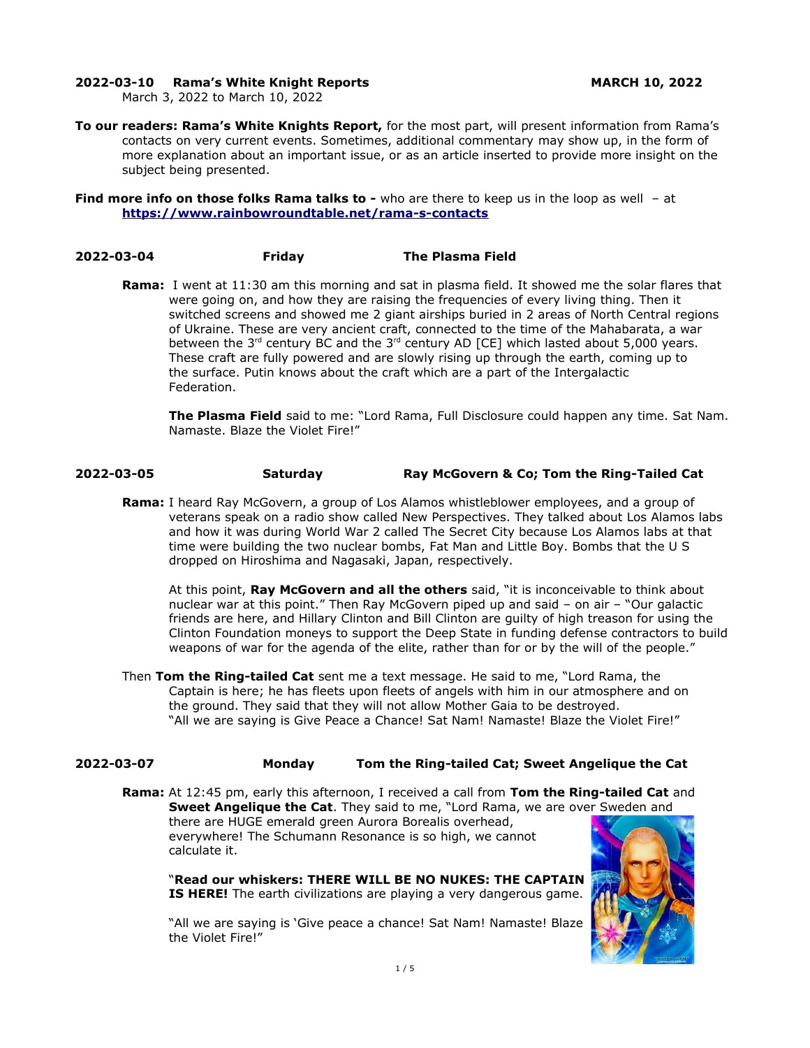**2022-03-10 Rama's White Knight Reports** **MARCH 10, 2022**
March 3, 2022 to March 10, 2022

**To our readers: Rama's White Knights Report,** for the most part, will present information from Rama's contacts on very current events. Sometimes, additional commentary may show up, in the form of more explanation about an important issue, or as an article inserted to provide more insight on the subject being presented.

**Find more info on those folks Rama talks to -** who are there to keep us in the loop as well – at **https://www.rainbowroundtable.net/rama-s-contacts**

**2022-03-04 Friday The Plasma Field**

**Rama:** I went at 11:30 am this morning and sat in plasma field. It showed me the solar flares that were going on, and how they are raising the frequencies of every living thing. Then it switched screens and showed me 2 giant airships buried in 2 areas of North Central regions of Ukraine. These are very ancient craft, connected to the time of the Mahabarata, a war between the 3rd century BC and the 3rd century AD [CE] which lasted about 5,000 years. These craft are fully powered and are slowly rising up through the earth, coming up to the surface. Putin knows about the craft which are a part of the Intergalactic Federation.

**The Plasma Field** said to me: "Lord Rama, Full Disclosure could happen any time. Sat Nam. Namaste. Blaze the Violet Fire!"

**2022-03-05 Saturday Ray McGovern & Co; Tom the Ring-Tailed Cat**

**Rama:** I heard Ray McGovern, a group of Los Alamos whistleblower employees, and a group of veterans speak on a radio show called New Perspectives. They talked about Los Alamos labs and how it was during World War 2 called The Secret City because Los Alamos labs at that time were building the two nuclear bombs, Fat Man and Little Boy. Bombs that the U S dropped on Hiroshima and Nagasaki, Japan, respectively.

At this point, **Ray McGovern and all the others** said, "it is inconceivable to think about nuclear war at this point." Then Ray McGovern piped up and said – on air – "Our galactic friends are here, and Hillary Clinton and Bill Clinton are guilty of high treason for using the Clinton Foundation moneys to support the Deep State in funding defense contractors to build weapons of war for the agenda of the elite, rather than for or by the will of the people."

Then **Tom the Ring-tailed Cat** sent me a text message. He said to me, "Lord Rama, the Captain is here; he has fleets upon fleets of angels with him in our atmosphere and on the ground. They said that they will not allow Mother Gaia to be destroyed.
"All we are saying is Give Peace a Chance! Sat Nam! Namaste! Blaze the Violet Fire!"

**2022-03-07 Monday Tom the Ring-tailed Cat; Sweet Angelique the Cat**

**Rama:** At 12:45 pm, early this afternoon, I received a call from **Tom the Ring-tailed Cat** and **Sweet Angelique the Cat**. They said to me, "Lord Rama, we are over Sweden and there are HUGE emerald green Aurora Borealis overhead, everywhere! The Schumann Resonance is so high, we cannot calculate it.

"**Read our whiskers: THERE WILL BE NO NUKES: THE CAPTAIN IS HERE!** The earth civilizations are playing a very dangerous game.

"All we are saying is 'Give peace a chance! Sat Nam! Namaste! Blaze the Violet Fire!"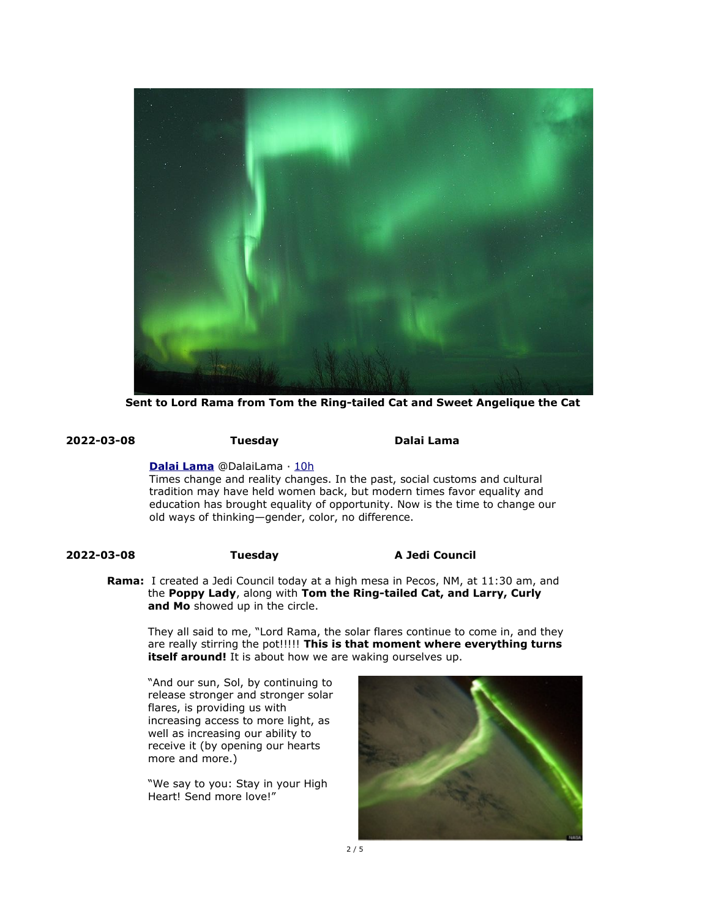**Sent to Lord Rama from Tom the Ring-tailed Cat and Sweet Angelique the Cat**

**2022-03-08 Tuesday Dalai Lama**

[**Dalai Lama**](#) @DalaiLama · [10h](#)
Times change and reality changes. In the past, social customs and cultural tradition may have held women back, but modern times favor equality and education has brought equality of opportunity. Now is the time to change our old ways of thinking—gender, color, no difference.

**2022-03-08 Tuesday A Jedi Council**

**Rama:** I created a Jedi Council today at a high mesa in Pecos, NM, at 11:30 am, and the **Poppy Lady**, along with **Tom the Ring-tailed Cat, and Larry, Curly and Mo** showed up in the circle.

They all said to me, "Lord Rama, the solar flares continue to come in, and they are really stirring the pot!!!!! **This is that moment where everything turns itself around!** It is about how we are waking ourselves up.

"And our sun, Sol, by continuing to release stronger and stronger solar flares, is providing us with increasing access to more light, as well as increasing our ability to receive it (by opening our hearts more and more.)

"We say to you: Stay in your High Heart! Send more love!"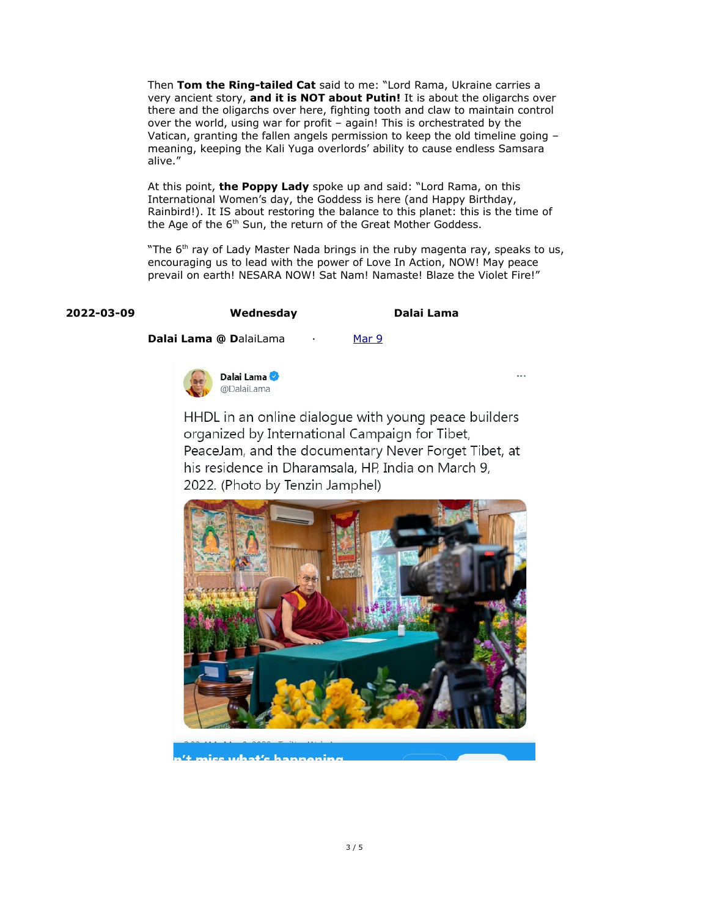Then **Tom the Ring-tailed Cat** said to me: "Lord Rama, Ukraine carries a very ancient story, **and it is NOT about Putin!** It is about the oligarchs over there and the oligarchs over here, fighting tooth and claw to maintain control over the world, using war for profit – again! This is orchestrated by the Vatican, granting the fallen angels permission to keep the old timeline going – meaning, keeping the Kali Yuga overlords' ability to cause endless Samsara alive."

At this point, **the Poppy Lady** spoke up and said: "Lord Rama, on this International Women's day, the Goddess is here (and Happy Birthday, Rainbird!). It IS about restoring the balance to this planet: this is the time of the Age of the 6th Sun, the return of the Great Mother Goddess.

"The 6th ray of Lady Master Nada brings in the ruby magenta ray, speaks to us, encouraging us to lead with the power of Love In Action, NOW! May peace prevail on earth! NESARA NOW! Sat Nam! Namaste! Blaze the Violet Fire!"

**2022-03-09** **Wednesday** **Dalai Lama**

**Dalai Lama @ D**alaiLama · Mar 9

Dalai Lama
@DalaiLama

HHDL in an online dialogue with young peace builders organized by International Campaign for Tibet, PeaceJam, and the documentary Never Forget Tibet, at his residence in Dharamsala, HP, India on March 9, 2022. (Photo by Tenzin Jamphel)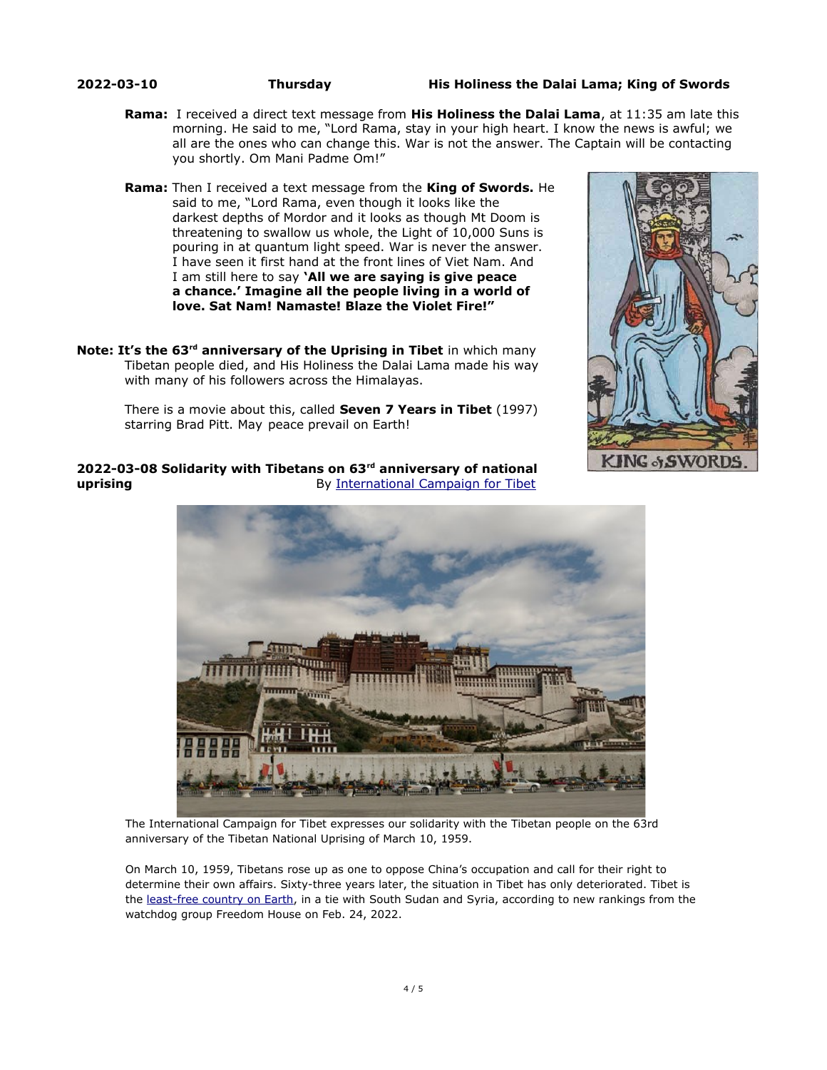**2022-03-10 Thursday His Holiness the Dalai Lama; King of Swords**

**Rama:** I received a direct text message from **His Holiness the Dalai Lama**, at 11:35 am late this morning. He said to me, "Lord Rama, stay in your high heart. I know the news is awful; we all are the ones who can change this. War is not the answer. The Captain will be contacting you shortly. Om Mani Padme Om!"

**Rama:** Then I received a text message from the **King of Swords.** He said to me, "Lord Rama, even though it looks like the darkest depths of Mordor and it looks as though Mt Doom is threatening to swallow us whole, the Light of 10,000 Suns is pouring in at quantum light speed. War is never the answer. I have seen it first hand at the front lines of Viet Nam. And I am still here to say **'All we are saying is give peace a chance.' Imagine all the people living in a world of love. Sat Nam! Namaste! Blaze the Violet Fire!"**

**Note: It's the 63rd anniversary of the Uprising in Tibet** in which many Tibetan people died, and His Holiness the Dalai Lama made his way with many of his followers across the Himalayas.

There is a movie about this, called **Seven 7 Years in Tibet** (1997) starring Brad Pitt. May peace prevail on Earth!

**2022-03-08 Solidarity with Tibetans on 63rd anniversary of national uprising** By International Campaign for Tibet

The International Campaign for Tibet expresses our solidarity with the Tibetan people on the 63rd anniversary of the Tibetan National Uprising of March 10, 1959.

On March 10, 1959, Tibetans rose up as one to oppose China's occupation and call for their right to determine their own affairs. Sixty-three years later, the situation in Tibet has only deteriorated. Tibet is the least-free country on Earth, in a tie with South Sudan and Syria, according to new rankings from the watchdog group Freedom House on Feb. 24, 2022.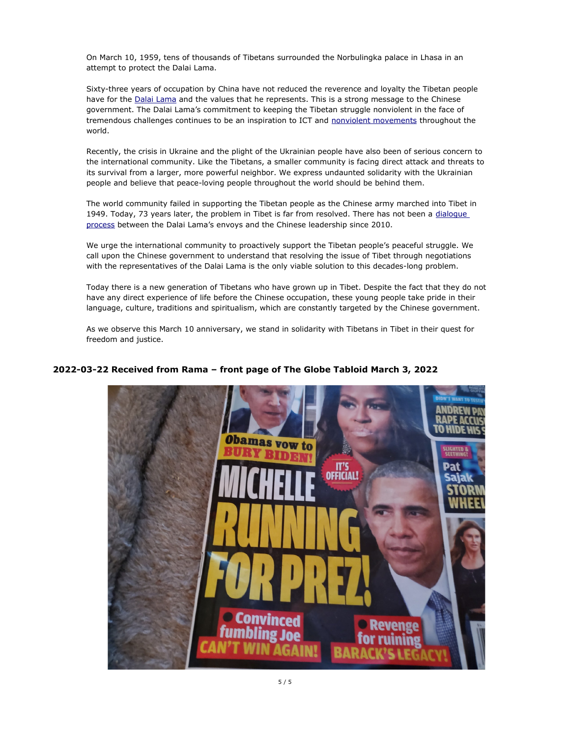On March 10, 1959, tens of thousands of Tibetans surrounded the Norbulingka palace in Lhasa in an attempt to protect the Dalai Lama.

Sixty-three years of occupation by China have not reduced the reverence and loyalty the Tibetan people have for the Dalai Lama and the values that he represents. This is a strong message to the Chinese government. The Dalai Lama's commitment to keeping the Tibetan struggle nonviolent in the face of tremendous challenges continues to be an inspiration to ICT and nonviolent movements throughout the world.

Recently, the crisis in Ukraine and the plight of the Ukrainian people have also been of serious concern to the international community. Like the Tibetans, a smaller community is facing direct attack and threats to its survival from a larger, more powerful neighbor. We express undaunted solidarity with the Ukrainian people and believe that peace-loving people throughout the world should be behind them.

The world community failed in supporting the Tibetan people as the Chinese army marched into Tibet in 1949. Today, 73 years later, the problem in Tibet is far from resolved. There has not been a dialogue process between the Dalai Lama's envoys and the Chinese leadership since 2010.

We urge the international community to proactively support the Tibetan people's peaceful struggle. We call upon the Chinese government to understand that resolving the issue of Tibet through negotiations with the representatives of the Dalai Lama is the only viable solution to this decades-long problem.

Today there is a new generation of Tibetans who have grown up in Tibet. Despite the fact that they do not have any direct experience of life before the Chinese occupation, these young people take pride in their language, culture, traditions and spiritualism, which are constantly targeted by the Chinese government.

As we observe this March 10 anniversary, we stand in solidarity with Tibetans in Tibet in their quest for freedom and justice.

### 2022-03-22 Received from Rama – front page of The Globe Tabloid March 3, 2022